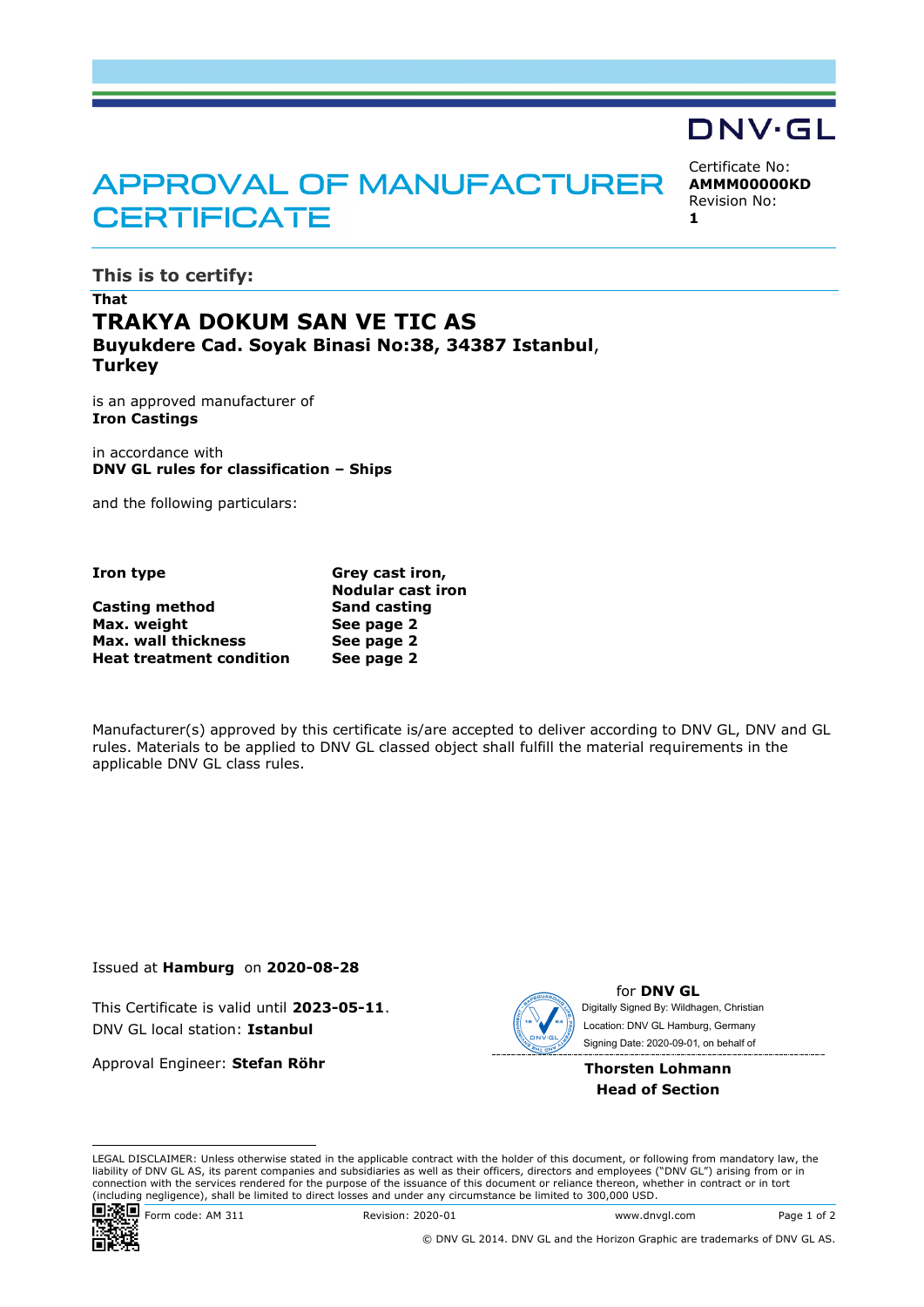DNV·GL

# APPROVAL OF MANUFACTURER CERTIFICATE

Certificate No:
**AMMM00000KD**
Revision No:
**1**

## This is to certify:

**That**

## TRAKYA DOKUM SAN VE TIC AS

**Buyukdere Cad. Soyak Binasi No:38, 34387 Istanbul**, **Turkey**

is an approved manufacturer of
**Iron Castings**

in accordance with
**DNV GL rules for classification – Ships**

and the following particulars:

| | |
|---|---|
| **Iron type** | **Grey cast iron, Nodular cast iron** |
| **Casting method** | **Sand casting** |
| **Max. weight** | **See page 2** |
| **Max. wall thickness** | **See page 2** |
| **Heat treatment condition** | **See page 2** |

Manufacturer(s) approved by this certificate is/are accepted to deliver according to DNV GL, DNV and GL rules. Materials to be applied to DNV GL classed object shall fulfill the material requirements in the applicable DNV GL class rules.

Issued at **Hamburg** on **2020-08-28**

This Certificate is valid until **2023-05-11**.
DNV GL local station: **Istanbul**

Approval Engineer: **Stefan Röhr**

for **DNV GL**
Digitally Signed By: Wildhagen, Christian
Location: DNV GL Hamburg, Germany
Signing Date: 2020-09-01, on behalf of

**Thorsten Lohmann**
**Head of Section**

LEGAL DISCLAIMER: Unless otherwise stated in the applicable contract with the holder of this document, or following from mandatory law, the liability of DNV GL AS, its parent companies and subsidiaries as well as their officers, directors and employees ("DNV GL") arising from or in connection with the services rendered for the purpose of the issuance of this document or reliance thereon, whether in contract or in tort (including negligence), shall be limited to direct losses and under any circumstance be limited to 300,000 USD.

Form code: AM 311 Revision: 2020-01 www.dnvgl.com

© DNV GL 2014. DNV GL and the Horizon Graphic are trademarks of DNV GL AS.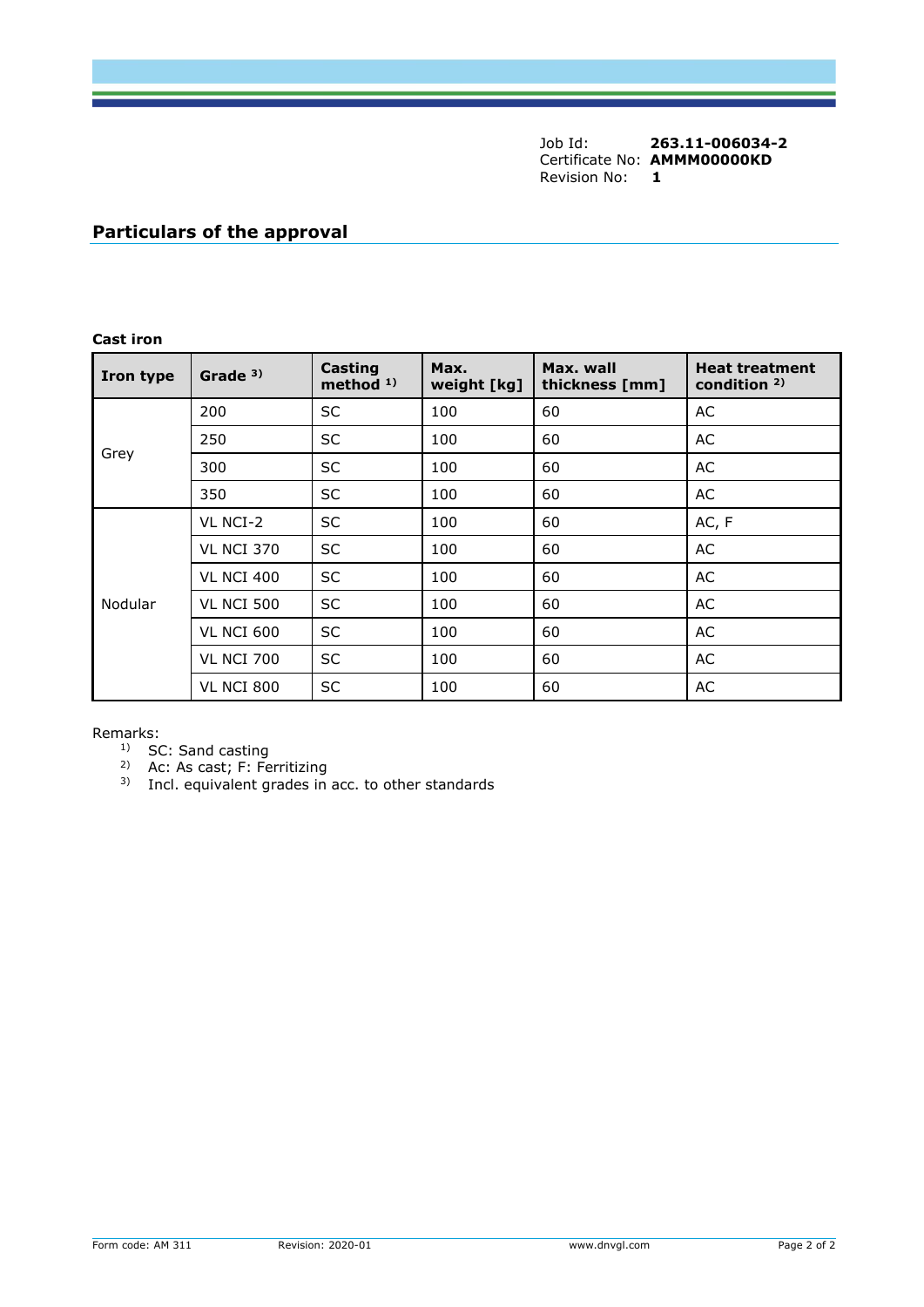Job Id: **263.11-006034-2**
Certificate No: **AMMM00000KD**
Revision No: **1**

## Particulars of the approval

**Cast iron**

| Iron type | Grade [3] | Casting method [1] | Max. weight [kg] | Max. wall thickness [mm] | Heat treatment condition [2] |
|---|---|---|---|---|---|
| Grey | 200 | SC | 100 | 60 | AC |
| | 250 | SC | 100 | 60 | AC |
| | 300 | SC | 100 | 60 | AC |
| | 350 | SC | 100 | 60 | AC |
| Nodular | VL NCI-2 | SC | 100 | 60 | AC, F |
| | VL NCI 370 | SC | 100 | 60 | AC |
| | VL NCI 400 | SC | 100 | 60 | AC |
| | VL NCI 500 | SC | 100 | 60 | AC |
| | VL NCI 600 | SC | 100 | 60 | AC |
| | VL NCI 700 | SC | 100 | 60 | AC |
| | VL NCI 800 | SC | 100 | 60 | AC |

Remarks:
[1] SC: Sand casting
[2] Ac: As cast; F: Ferritizing
[3] Incl. equivalent grades in acc. to other standards